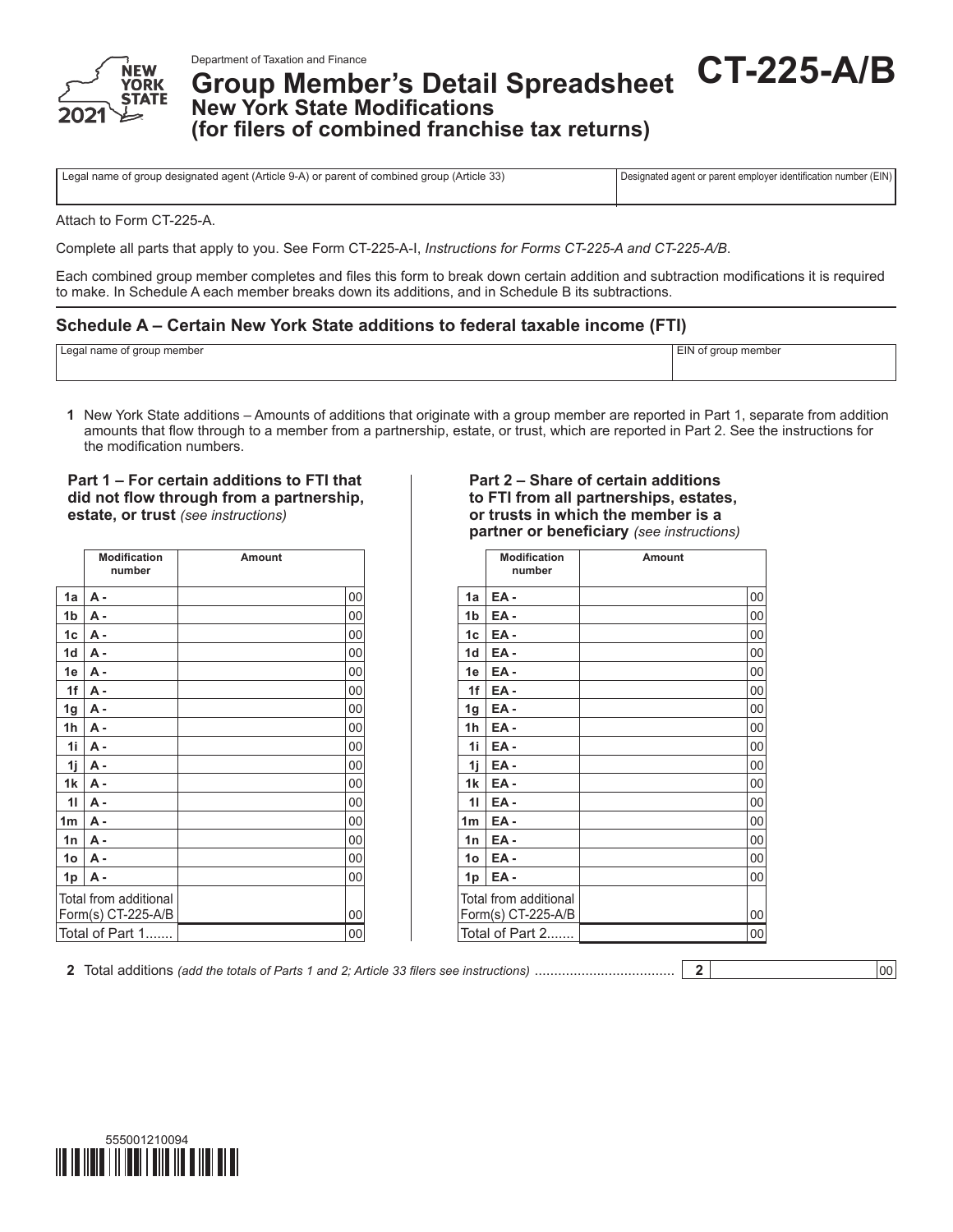Department of Taxation and Finance

# Group Member's Detail Spreadsheet
## New York State Modifications
## (for filers of combined franchise tax returns)

**CT-225-A/B**

2021

| Legal name of group designated agent (Article 9-A) or parent of combined group (Article 33) | Designated agent or parent employer identification number (EIN) |
|---|---|
| | |

Attach to Form CT-225-A.

Complete all parts that apply to you. See Form CT-225-A-I, *Instructions for Forms CT-225-A and CT-225-A/B*.

Each combined group member completes and files this form to break down certain addition and subtraction modifications it is required to make. In Schedule A each member breaks down its additions, and in Schedule B its subtractions.

### Schedule A – Certain New York State additions to federal taxable income (FTI)

| Legal name of group member | EIN of group member |
|---|---|
| | |

**1** New York State additions – Amounts of additions that originate with a group member are reported in Part 1, separate from addition amounts that flow through to a member from a partnership, estate, or trust, which are reported in Part 2. See the instructions for the modification numbers.

**Part 1 – For certain additions to FTI that did not flow through from a partnership, estate, or trust** *(see instructions)*

| | Modification number | Amount |
|---|---|---|
| 1a | A - | 00 |
| 1b | A - | 00 |
| 1c | A - | 00 |
| 1d | A - | 00 |
| 1e | A - | 00 |
| 1f | A - | 00 |
| 1g | A - | 00 |
| 1h | A - | 00 |
| 1i | A - | 00 |
| 1j | A - | 00 |
| 1k | A - | 00 |
| 1l | A - | 00 |
| 1m | A - | 00 |
| 1n | A - | 00 |
| 1o | A - | 00 |
| 1p | A - | 00 |
| Total from additional Form(s) CT-225-A/B | | 00 |
| Total of Part 1....... | | 00 |

**Part 2 – Share of certain additions to FTI from all partnerships, estates, or trusts in which the member is a partner or beneficiary** *(see instructions)*

| | Modification number | Amount |
|---|---|---|
| 1a | EA - | 00 |
| 1b | EA - | 00 |
| 1c | EA - | 00 |
| 1d | EA - | 00 |
| 1e | EA - | 00 |
| 1f | EA - | 00 |
| 1g | EA - | 00 |
| 1h | EA - | 00 |
| 1i | EA - | 00 |
| 1j | EA - | 00 |
| 1k | EA - | 00 |
| 1l | EA - | 00 |
| 1m | EA - | 00 |
| 1n | EA - | 00 |
| 1o | EA - | 00 |
| 1p | EA - | 00 |
| Total from additional Form(s) CT-225-A/B | | 00 |
| Total of Part 2....... | | 00 |

**2** Total additions *(add the totals of Parts 1 and 2; Article 33 filers see instructions)* .................................... **2** | 00

555001210094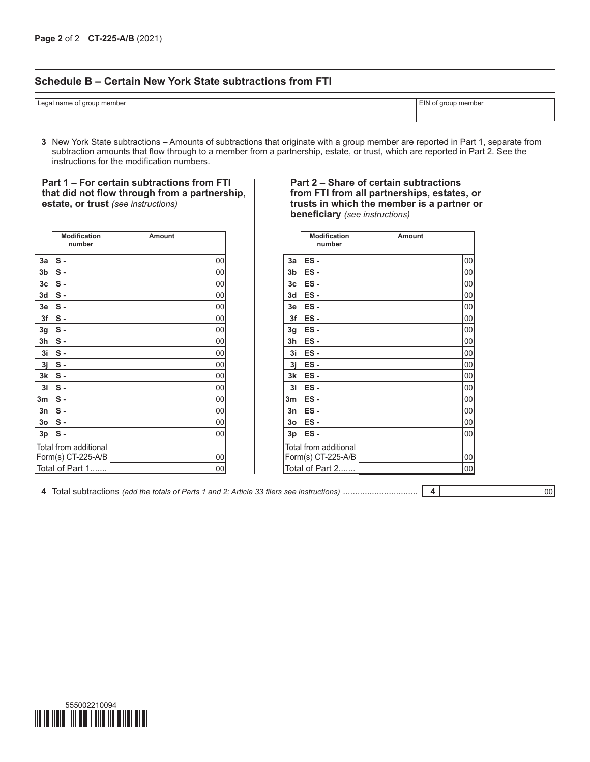## Schedule B – Certain New York State subtractions from FTI

| Legal name of group member | EIN of group member |
|---|---|
| | |

**3** New York State subtractions – Amounts of subtractions that originate with a group member are reported in Part 1, separate from subtraction amounts that flow through to a member from a partnership, estate, or trust, which are reported in Part 2. See the instructions for the modification numbers.

**Part 1 – For certain subtractions from FTI that did not flow through from a partnership, estate, or trust** *(see instructions)*

| | Modification number | Amount |
|---|---|---|
| 3a | S - | 00 |
| 3b | S - | 00 |
| 3c | S - | 00 |
| 3d | S - | 00 |
| 3e | S - | 00 |
| 3f | S - | 00 |
| 3g | S - | 00 |
| 3h | S - | 00 |
| 3i | S - | 00 |
| 3j | S - | 00 |
| 3k | S - | 00 |
| 3l | S - | 00 |
| 3m | S - | 00 |
| 3n | S - | 00 |
| 3o | S - | 00 |
| 3p | S - | 00 |
| Total from additional Form(s) CT-225-A/B | | 00 |
| Total of Part 1....... | | 00 |

**Part 2 – Share of certain subtractions from FTI from all partnerships, estates, or trusts in which the member is a partner or beneficiary** *(see instructions)*

| | Modification number | Amount |
|---|---|---|
| 3a | ES - | 00 |
| 3b | ES - | 00 |
| 3c | ES - | 00 |
| 3d | ES - | 00 |
| 3e | ES - | 00 |
| 3f | ES - | 00 |
| 3g | ES - | 00 |
| 3h | ES - | 00 |
| 3i | ES - | 00 |
| 3j | ES - | 00 |
| 3k | ES - | 00 |
| 3l | ES - | 00 |
| 3m | ES - | 00 |
| 3n | ES - | 00 |
| 3o | ES - | 00 |
| 3p | ES - | 00 |
| Total from additional Form(s) CT-225-A/B | | 00 |
| Total of Part 2....... | | 00 |

**4** Total subtractions *(add the totals of Parts 1 and 2; Article 33 filers see instructions)* .............................. **4** | 00

555002210094